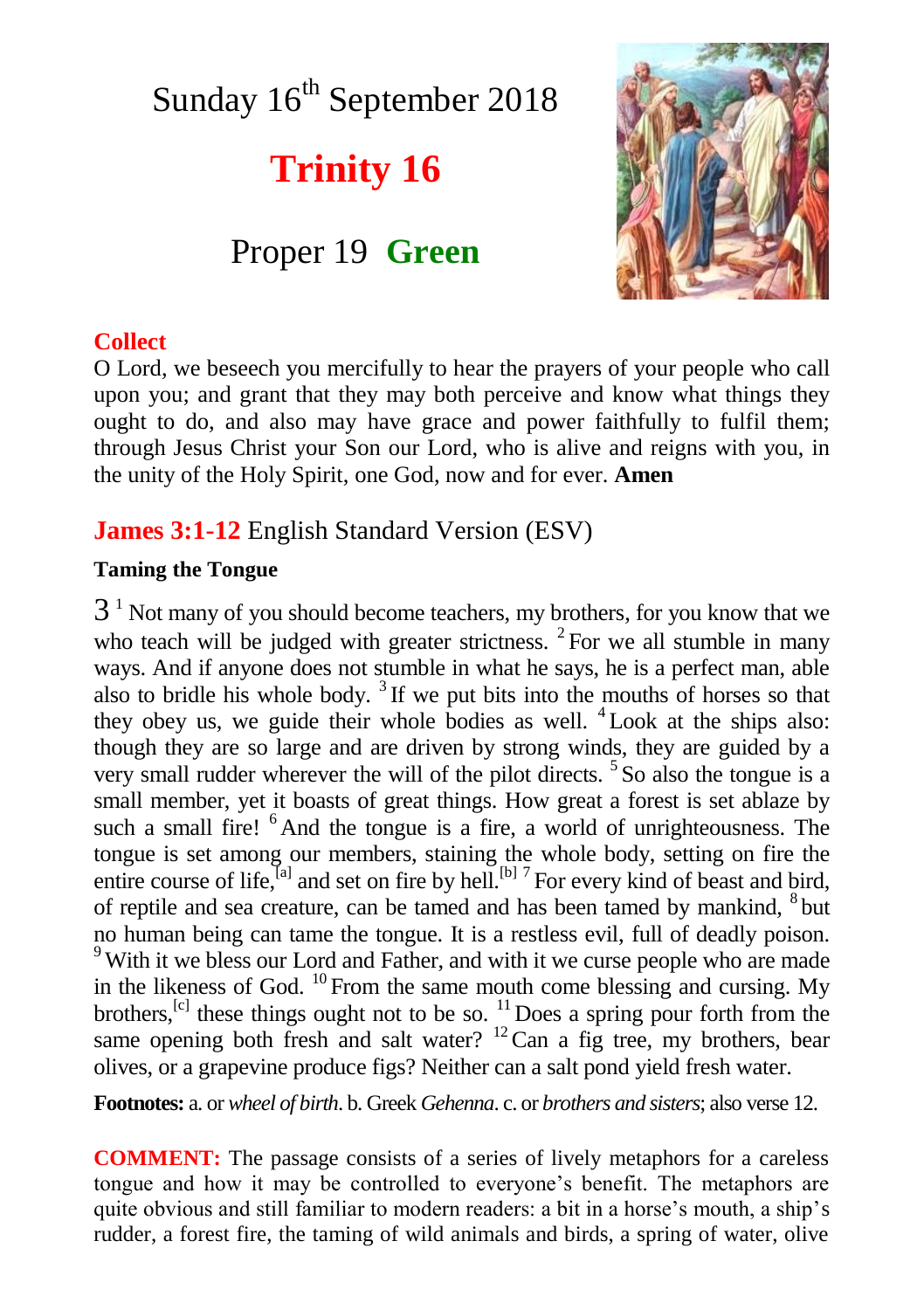# Sunday 16th September 2018

## Trinity 16

## Proper 19 **Green**

**Collect**

O Lord, we beseech you mercifully to hear the prayers of your people who call upon you; and grant that they may both perceive and know what things they ought to do, and also may have grace and power faithfully to fulfil them; through Jesus Christ your Son our Lord, who is alive and reigns with you, in the unity of the Holy Spirit, one God, now and for ever. **Amen**

## James 3:1-12 English Standard Version (ESV)

**Taming the Tongue**

3 [1] Not many of you should become teachers, my brothers, for you know that we who teach will be judged with greater strictness. [2] For we all stumble in many ways. And if anyone does not stumble in what he says, he is a perfect man, able also to bridle his whole body. [3] If we put bits into the mouths of horses so that they obey us, we guide their whole bodies as well. [4] Look at the ships also: though they are so large and are driven by strong winds, they are guided by a very small rudder wherever the will of the pilot directs. [5] So also the tongue is a small member, yet it boasts of great things. How great a forest is set ablaze by such a small fire! [6] And the tongue is a fire, a world of unrighteousness. The tongue is set among our members, staining the whole body, setting on fire the entire course of life,[a] and set on fire by hell.[b] [7] For every kind of beast and bird, of reptile and sea creature, can be tamed and has been tamed by mankind, [8] but no human being can tame the tongue. It is a restless evil, full of deadly poison. [9] With it we bless our Lord and Father, and with it we curse people who are made in the likeness of God. [10] From the same mouth come blessing and cursing. My brothers,[c] these things ought not to be so. [11] Does a spring pour forth from the same opening both fresh and salt water? [12] Can a fig tree, my brothers, bear olives, or a grapevine produce figs? Neither can a salt pond yield fresh water.

**Footnotes:** a. or *wheel of birth*. b. Greek *Gehenna*. c. or *brothers and sisters*; also verse 12.

**COMMENT:** The passage consists of a series of lively metaphors for a careless tongue and how it may be controlled to everyone's benefit. The metaphors are quite obvious and still familiar to modern readers: a bit in a horse's mouth, a ship's rudder, a forest fire, the taming of wild animals and birds, a spring of water, olive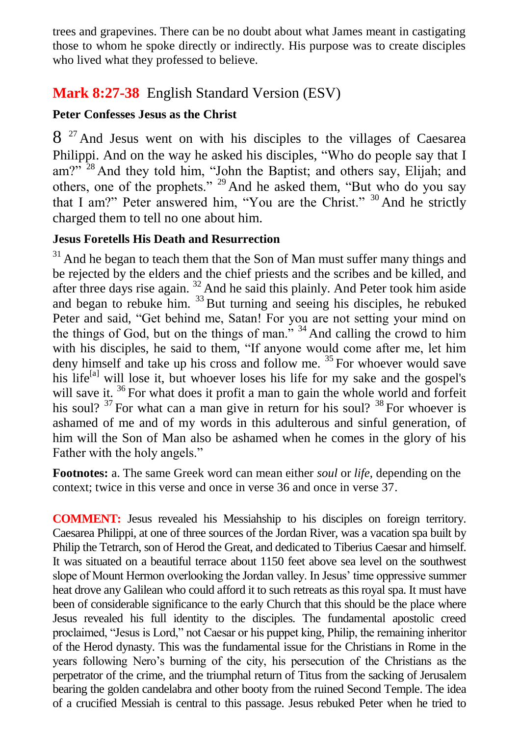trees and grapevines. There can be no doubt about what James meant in castigating those to whom he spoke directly or indirectly. His purpose was to create disciples who lived what they professed to believe.

## **Mark 8:27-38** English Standard Version (ESV)

### Peter Confesses Jesus as the Christ

8 [27] And Jesus went on with his disciples to the villages of Caesarea Philippi. And on the way he asked his disciples, "Who do people say that I am?" [28] And they told him, "John the Baptist; and others say, Elijah; and others, one of the prophets." [29] And he asked them, "But who do you say that I am?" Peter answered him, "You are the Christ." [30] And he strictly charged them to tell no one about him.

### Jesus Foretells His Death and Resurrection

[31] And he began to teach them that the Son of Man must suffer many things and be rejected by the elders and the chief priests and the scribes and be killed, and after three days rise again. [32] And he said this plainly. And Peter took him aside and began to rebuke him. [33] But turning and seeing his disciples, he rebuked Peter and said, "Get behind me, Satan! For you are not setting your mind on the things of God, but on the things of man." [34] And calling the crowd to him with his disciples, he said to them, "If anyone would come after me, let him deny himself and take up his cross and follow me. [35] For whoever would save his life[a] will lose it, but whoever loses his life for my sake and the gospel's will save it. [36] For what does it profit a man to gain the whole world and forfeit his soul? [37] For what can a man give in return for his soul? [38] For whoever is ashamed of me and of my words in this adulterous and sinful generation, of him will the Son of Man also be ashamed when he comes in the glory of his Father with the holy angels."

**Footnotes:** a. The same Greek word can mean either *soul* or *life*, depending on the context; twice in this verse and once in verse 36 and once in verse 37.

**COMMENT:** Jesus revealed his Messiahship to his disciples on foreign territory. Caesarea Philippi, at one of three sources of the Jordan River, was a vacation spa built by Philip the Tetrarch, son of Herod the Great, and dedicated to Tiberius Caesar and himself. It was situated on a beautiful terrace about 1150 feet above sea level on the southwest slope of Mount Hermon overlooking the Jordan valley. In Jesus' time oppressive summer heat drove any Galilean who could afford it to such retreats as this royal spa. It must have been of considerable significance to the early Church that this should be the place where Jesus revealed his full identity to the disciples. The fundamental apostolic creed proclaimed, "Jesus is Lord," not Caesar or his puppet king, Philip, the remaining inheritor of the Herod dynasty. This was the fundamental issue for the Christians in Rome in the years following Nero's burning of the city, his persecution of the Christians as the perpetrator of the crime, and the triumphal return of Titus from the sacking of Jerusalem bearing the golden candelabra and other booty from the ruined Second Temple. The idea of a crucified Messiah is central to this passage. Jesus rebuked Peter when he tried to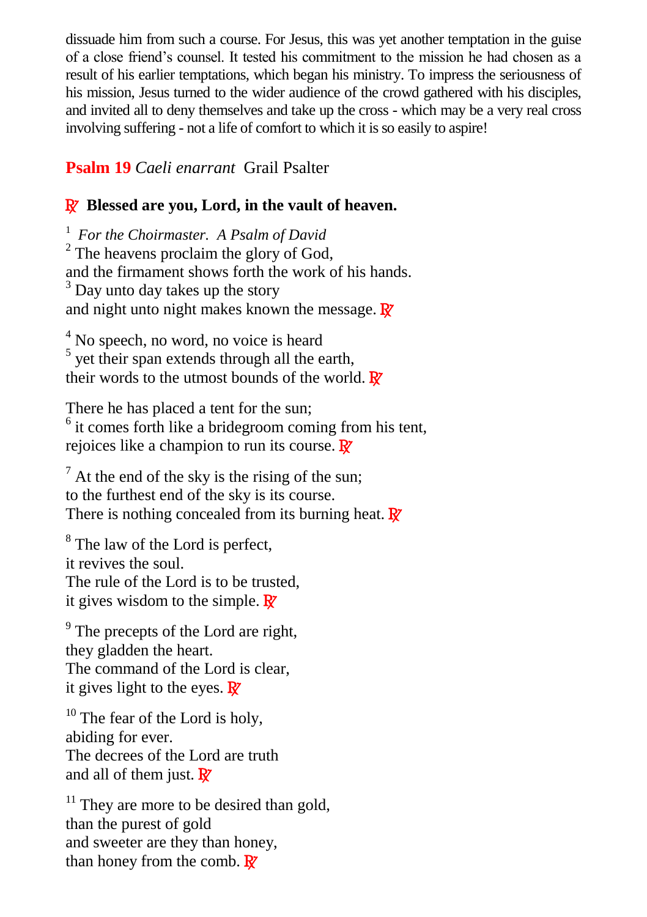dissuade him from such a course. For Jesus, this was yet another temptation in the guise of a close friend's counsel. It tested his commitment to the mission he had chosen as a result of his earlier temptations, which began his ministry. To impress the seriousness of his mission, Jesus turned to the wider audience of the crowd gathered with his disciples, and invited all to deny themselves and take up the cross - which may be a very real cross involving suffering - not a life of comfort to which it is so easily to aspire!

## **Psalm 19** *Caeli enarrant* Grail Psalter

**℟ Blessed are you, Lord, in the vault of heaven.**

1 *For the Choirmaster. A Psalm of David*
2 The heavens proclaim the glory of God,
and the firmament shows forth the work of his hands.
3 Day unto day takes up the story
and night unto night makes known the message. ℟

4 No speech, no word, no voice is heard
5 yet their span extends through all the earth,
their words to the utmost bounds of the world. ℟

There he has placed a tent for the sun;
6 it comes forth like a bridegroom coming from his tent,
rejoices like a champion to run its course. ℟

7 At the end of the sky is the rising of the sun;
to the furthest end of the sky is its course.
There is nothing concealed from its burning heat. ℟

8 The law of the Lord is perfect,
it revives the soul.
The rule of the Lord is to be trusted,
it gives wisdom to the simple. ℟

9 The precepts of the Lord are right,
they gladden the heart.
The command of the Lord is clear,
it gives light to the eyes. ℟

10 The fear of the Lord is holy,
abiding for ever.
The decrees of the Lord are truth
and all of them just. ℟

11 They are more to be desired than gold,
than the purest of gold
and sweeter are they than honey,
than honey from the comb. ℟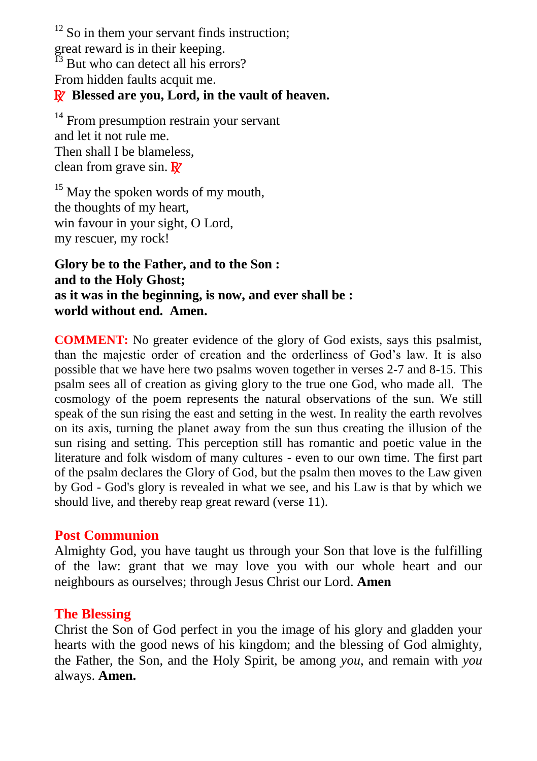[12] So in them your servant finds instruction;
great reward is in their keeping.
[13] But who can detect all his errors?
From hidden faults acquit me.
**℟ Blessed are you, Lord, in the vault of heaven.**

[14] From presumption restrain your servant
and let it not rule me.
Then shall I be blameless,
clean from grave sin. ℟

[15] May the spoken words of my mouth,
the thoughts of my heart,
win favour in your sight, O Lord,
my rescuer, my rock!

**Glory be to the Father, and to the Son :**
**and to the Holy Ghost;**
**as it was in the beginning, is now, and ever shall be :**
**world without end. Amen.**

**COMMENT:** No greater evidence of the glory of God exists, says this psalmist, than the majestic order of creation and the orderliness of God's law. It is also possible that we have here two psalms woven together in verses 2-7 and 8-15. This psalm sees all of creation as giving glory to the true one God, who made all. The cosmology of the poem represents the natural observations of the sun. We still speak of the sun rising the east and setting in the west. In reality the earth revolves on its axis, turning the planet away from the sun thus creating the illusion of the sun rising and setting. This perception still has romantic and poetic value in the literature and folk wisdom of many cultures - even to our own time. The first part of the psalm declares the Glory of God, but the psalm then moves to the Law given by God - God's glory is revealed in what we see, and his Law is that by which we should live, and thereby reap great reward (verse 11).

## Post Communion

Almighty God, you have taught us through your Son that love is the fulfilling of the law: grant that we may love you with our whole heart and our neighbours as ourselves; through Jesus Christ our Lord. **Amen**

## The Blessing

Christ the Son of God perfect in you the image of his glory and gladden your hearts with the good news of his kingdom; and the blessing of God almighty, the Father, the Son, and the Holy Spirit, be among *you*, and remain with *you* always. **Amen.**